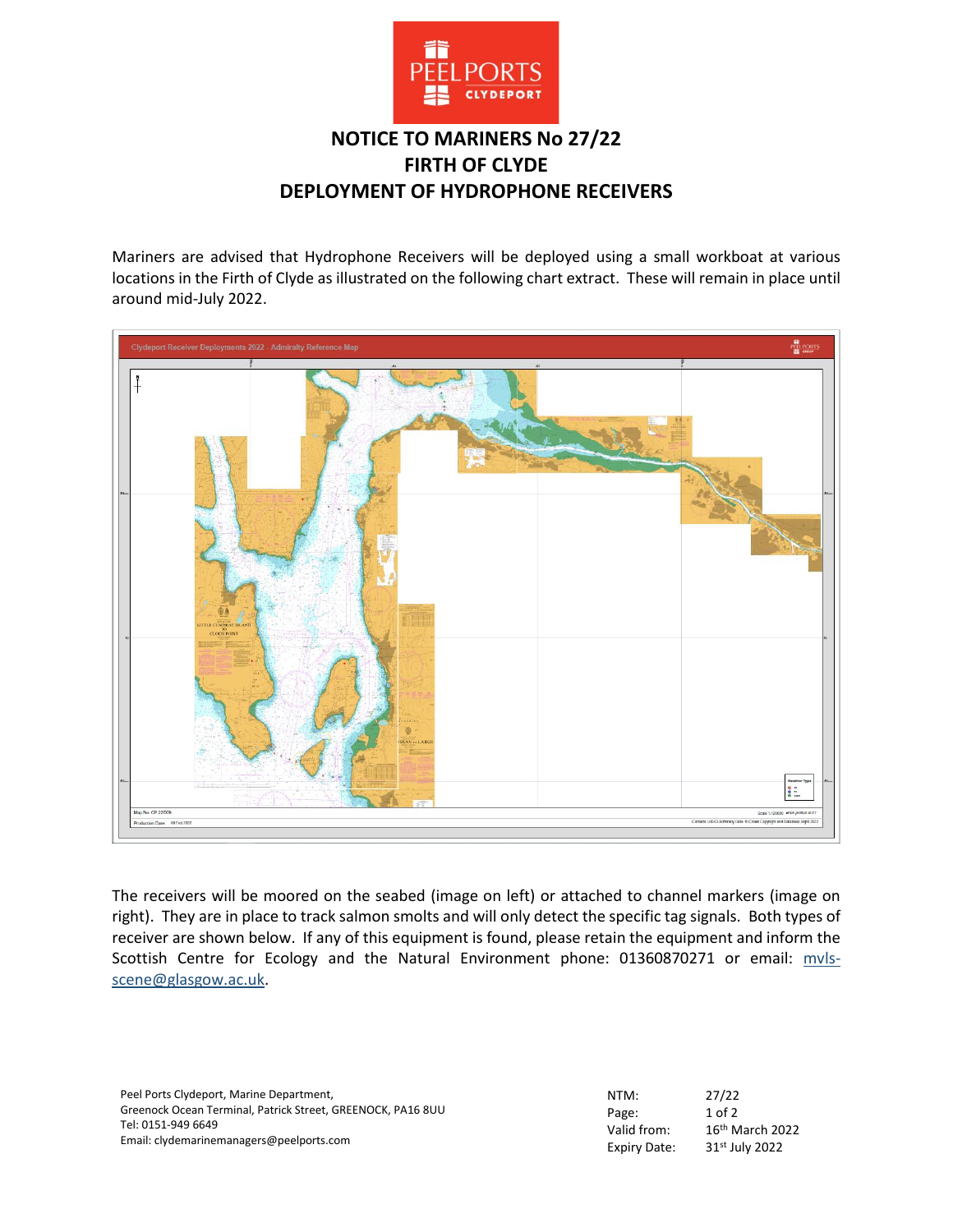# NOTICE TO MARINERS No 27/22
# FIRTH OF CLYDE
# DEPLOYMENT OF HYDROPHONE RECEIVERS

Mariners are advised that Hydrophone Receivers will be deployed using a small workboat at various locations in the Firth of Clyde as illustrated on the following chart extract. These will remain in place until around mid-July 2022.

Clydeport Receiver Deployments 2022 - Admiralty Reference Map

The receivers will be moored on the seabed (image on left) or attached to channel markers (image on right). They are in place to track salmon smolts and will only detect the specific tag signals. Both types of receiver are shown below. If any of this equipment is found, please retain the equipment and inform the Scottish Centre for Ecology and the Natural Environment phone: 01360870271 or email: mvls-scene@glasgow.ac.uk.

Peel Ports Clydeport, Marine Department,
Greenock Ocean Terminal, Patrick Street, GREENOCK, PA16 8UU
Tel: 0151-949 6649
Email: clydemarinemanagers@peelports.com

| | |
|---|---|
| NTM: | 27/22 |
| Page: | 1 of 2 |
| Valid from: | 16th March 2022 |
| Expiry Date: | 31st July 2022 |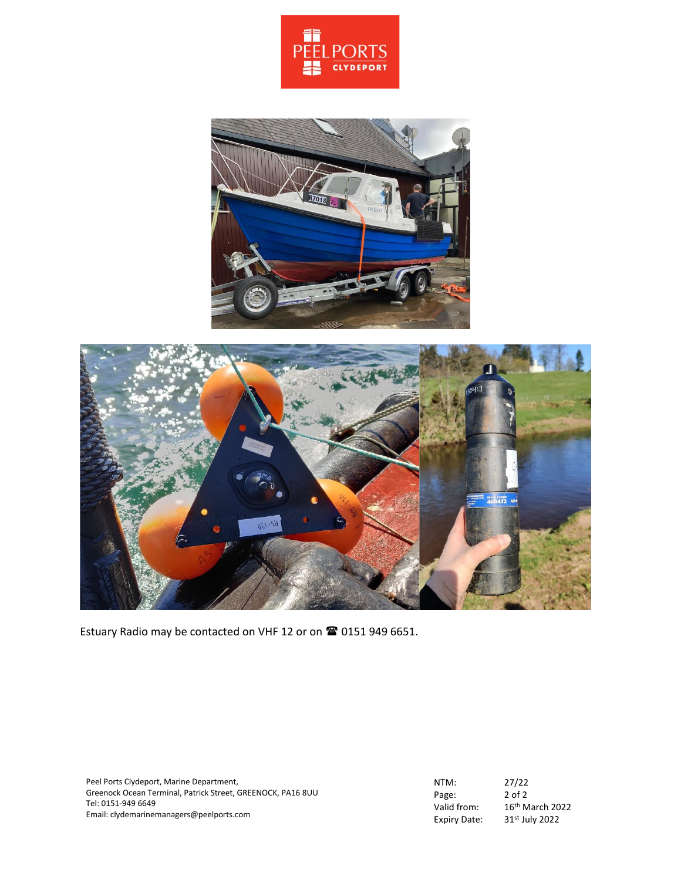Estuary Radio may be contacted on VHF 12 or on ☎ 0151 949 6651.

Peel Ports Clydeport, Marine Department,
Greenock Ocean Terminal, Patrick Street, GREENOCK, PA16 8UU
Tel: 0151-949 6649
Email: clydemarinemanagers@peelports.com

| | |
|---|---|
| NTM: | 27/22 |
| Page: | 2 of 2 |
| Valid from: | 16th March 2022 |
| Expiry Date: | 31st July 2022 |